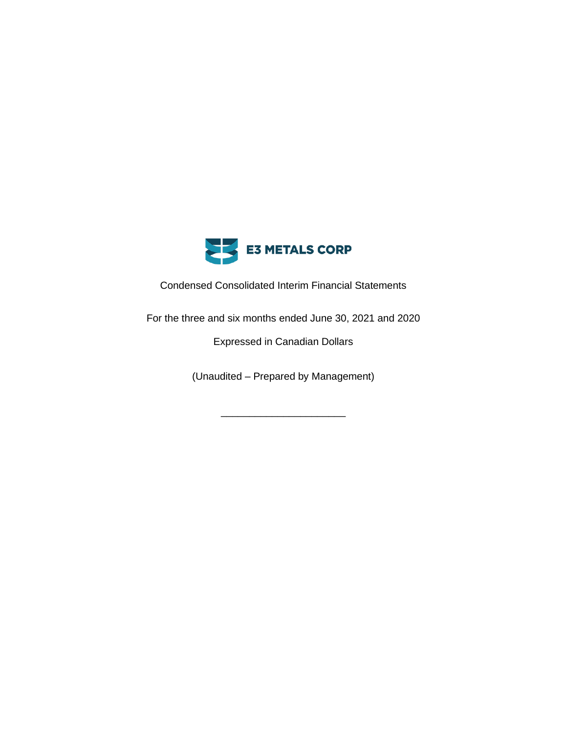# E3 METALS CORP

Condensed Consolidated Interim Financial Statements

For the three and six months ended June 30, 2021 and 2020

Expressed in Canadian Dollars

(Unaudited – Prepared by Management)

______________________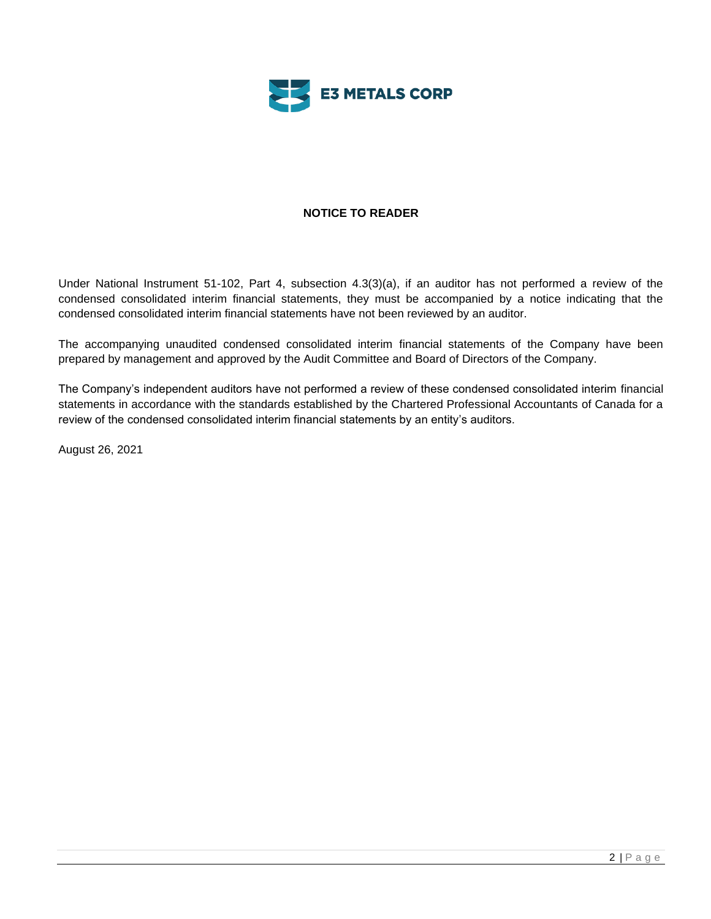E3 METALS CORP

## NOTICE TO READER

Under National Instrument 51-102, Part 4, subsection 4.3(3)(a), if an auditor has not performed a review of the condensed consolidated interim financial statements, they must be accompanied by a notice indicating that the condensed consolidated interim financial statements have not been reviewed by an auditor.

The accompanying unaudited condensed consolidated interim financial statements of the Company have been prepared by management and approved by the Audit Committee and Board of Directors of the Company.

The Company's independent auditors have not performed a review of these condensed consolidated interim financial statements in accordance with the standards established by the Chartered Professional Accountants of Canada for a review of the condensed consolidated interim financial statements by an entity's auditors.

August 26, 2021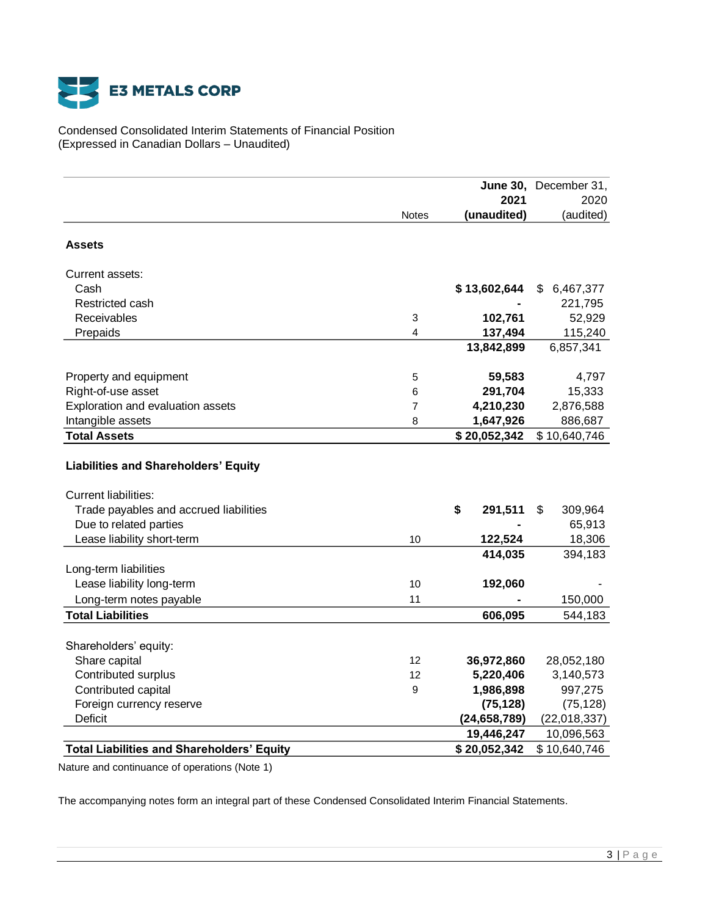E3 METALS CORP

Condensed Consolidated Interim Statements of Financial Position
(Expressed in Canadian Dollars – Unaudited)

| | Notes | **June 30, 2021 (unaudited)** | December 31, 2020 (audited) |
|---|---|---|---|
| **Assets** | | | |
| Current assets: | | | |
| Cash | | **$ 13,602,644** | $ 6,467,377 |
| Restricted cash | | **-** | 221,795 |
| Receivables | 3 | **102,761** | 52,929 |
| Prepaids | 4 | **137,494** | 115,240 |
| | | **13,842,899** | 6,857,341 |
| Property and equipment | 5 | **59,583** | 4,797 |
| Right-of-use asset | 6 | **291,704** | 15,333 |
| Exploration and evaluation assets | 7 | **4,210,230** | 2,876,588 |
| Intangible assets | 8 | **1,647,926** | 886,687 |
| **Total Assets** | | **$ 20,052,342** | $ 10,640,746 |
| **Liabilities and Shareholders' Equity** | | | |
| Current liabilities: | | | |
| Trade payables and accrued liabilities | | **$ 291,511** | $ 309,964 |
| Due to related parties | | **-** | 65,913 |
| Lease liability short-term | 10 | **122,524** | 18,306 |
| | | **414,035** | 394,183 |
| Long-term liabilities | | | |
| Lease liability long-term | 10 | **192,060** | - |
| Long-term notes payable | 11 | **-** | 150,000 |
| **Total Liabilities** | | **606,095** | 544,183 |
| Shareholders' equity: | | | |
| Share capital | 12 | **36,972,860** | 28,052,180 |
| Contributed surplus | 12 | **5,220,406** | 3,140,573 |
| Contributed capital | 9 | **1,986,898** | 997,275 |
| Foreign currency reserve | | **(75,128)** | (75,128) |
| Deficit | | **(24,658,789)** | (22,018,337) |
| | | **19,446,247** | 10,096,563 |
| **Total Liabilities and Shareholders' Equity** | | **$ 20,052,342** | $ 10,640,746 |

Nature and continuance of operations (Note 1)

The accompanying notes form an integral part of these Condensed Consolidated Interim Financial Statements.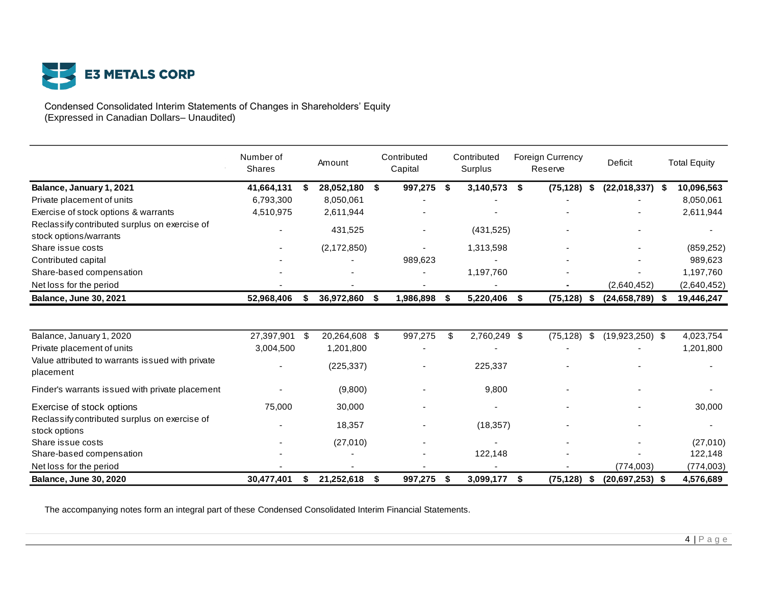**E3 METALS CORP**

Condensed Consolidated Interim Statements of Changes in Shareholders' Equity
(Expressed in Canadian Dollars– Unaudited)

| | Number of Shares | Amount | Contributed Capital | Contributed Surplus | Foreign Currency Reserve | Deficit | Total Equity |
|---|---|---|---|---|---|---|---|
| **Balance, January 1, 2021** | **41,664,131** | **$ 28,052,180** | **$ 997,275** | **$ 3,140,573** | **$ (75,128)** | **$ (22,018,337)** | **$ 10,096,563** |
| Private placement of units | 6,793,300 | 8,050,061 | - | - | - | - | 8,050,061 |
| Exercise of stock options & warrants | 4,510,975 | 2,611,944 | - | - | - | - | 2,611,944 |
| Reclassify contributed surplus on exercise of stock options/warrants | - | 431,525 | - | (431,525) | - | - | - |
| Share issue costs | - | (2,172,850) | - | 1,313,598 | - | - | (859,252) |
| Contributed capital | - | - | 989,623 | - | - | - | 989,623 |
| Share-based compensation | - | - | - | 1,197,760 | - | - | 1,197,760 |
| Net loss for the period | - | - | - | - | - | (2,640,452) | (2,640,452) |
| **Balance, June 30, 2021** | **52,968,406** | **$ 36,972,860** | **$ 1,986,898** | **$ 5,220,406** | **$ (75,128)** | **$ (24,658,789)** | **$ 19,446,247** |
| | | | | | | | |
| Balance, January 1, 2020 | 27,397,901 | $ 20,264,608 | $ 997,275 | $ 2,760,249 | $ (75,128) | $ (19,923,250) | $ 4,023,754 |
| Private placement of units | 3,004,500 | 1,201,800 | - | - | - | - | 1,201,800 |
| Value attributed to warrants issued with private placement | - | (225,337) | - | 225,337 | - | - | - |
| Finder's warrants issued with private placement | - | (9,800) | - | 9,800 | - | - | - |
| Exercise of stock options | 75,000 | 30,000 | - | - | - | - | 30,000 |
| Reclassify contributed surplus on exercise of stock options | - | 18,357 | - | (18,357) | - | - | - |
| Share issue costs | - | (27,010) | - | - | - | - | (27,010) |
| Share-based compensation | - | - | - | 122,148 | - | - | 122,148 |
| Net loss for the period | - | - | - | - | - | (774,003) | (774,003) |
| **Balance, June 30, 2020** | **30,477,401** | **$ 21,252,618** | **$ 997,275** | **$ 3,099,177** | **$ (75,128)** | **$ (20,697,253)** | **$ 4,576,689** |

The accompanying notes form an integral part of these Condensed Consolidated Interim Financial Statements.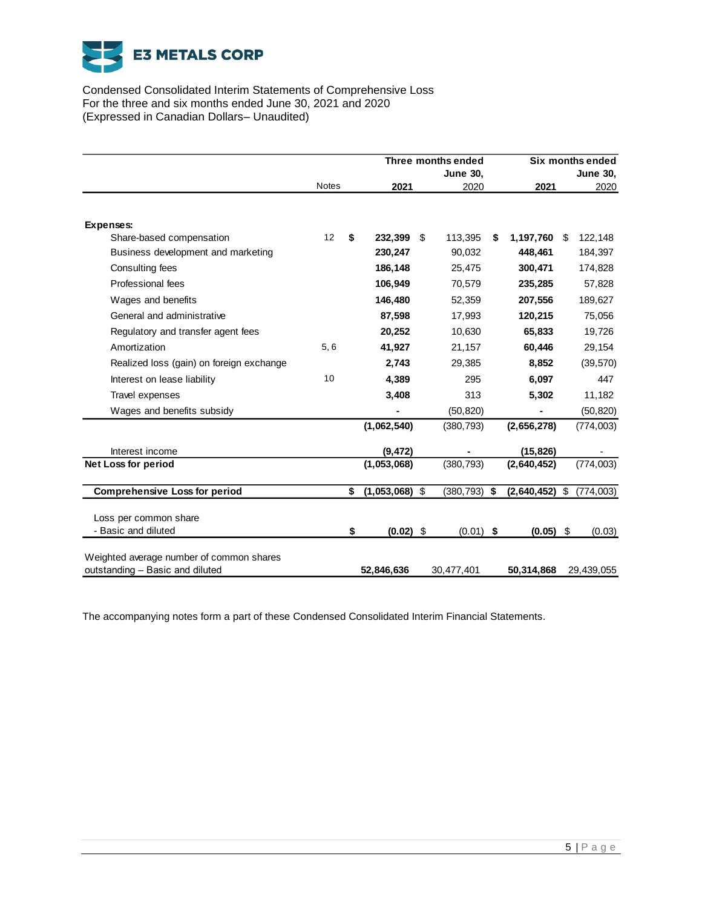E3 METALS CORP

Condensed Consolidated Interim Statements of Comprehensive Loss
For the three and six months ended June 30, 2021 and 2020
(Expressed in Canadian Dollars– Unaudited)

| | Notes | Three months ended June 30, 2021 | Three months ended June 30, 2020 | Six months ended June 30, 2021 | Six months ended June 30, 2020 |
|---|---|---|---|---|---|
| **Expenses:** | | | | | |
| Share-based compensation | 12 | **$ 232,399** | $ 113,395 | **$ 1,197,760** | $ 122,148 |
| Business development and marketing | | **230,247** | 90,032 | **448,461** | 184,397 |
| Consulting fees | | **186,148** | 25,475 | **300,471** | 174,828 |
| Professional fees | | **106,949** | 70,579 | **235,285** | 57,828 |
| Wages and benefits | | **146,480** | 52,359 | **207,556** | 189,627 |
| General and administrative | | **87,598** | 17,993 | **120,215** | 75,056 |
| Regulatory and transfer agent fees | | **20,252** | 10,630 | **65,833** | 19,726 |
| Amortization | 5, 6 | **41,927** | 21,157 | **60,446** | 29,154 |
| Realized loss (gain) on foreign exchange | | **2,743** | 29,385 | **8,852** | (39,570) |
| Interest on lease liability | 10 | **4,389** | 295 | **6,097** | 447 |
| Travel expenses | | **3,408** | 313 | **5,302** | 11,182 |
| Wages and benefits subsidy | | **-** | (50,820) | **-** | (50,820) |
| | | **(1,062,540)** | (380,793) | **(2,656,278)** | (774,003) |
| Interest income | | **(9,472)** | - | **(15,826)** | - |
| **Net Loss for period** | | **(1,053,068)** | (380,793) | **(2,640,452)** | (774,003) |
| **Comprehensive Loss for period** | | **$ (1,053,068)** | $ (380,793) | **$ (2,640,452)** | $ (774,003) |
| Loss per common share - Basic and diluted | | **$ (0.02)** | $ (0.01) | **$ (0.05)** | $ (0.03) |
| Weighted average number of common shares outstanding – Basic and diluted | | **52,846,636** | 30,477,401 | **50,314,868** | 29,439,055 |

The accompanying notes form a part of these Condensed Consolidated Interim Financial Statements.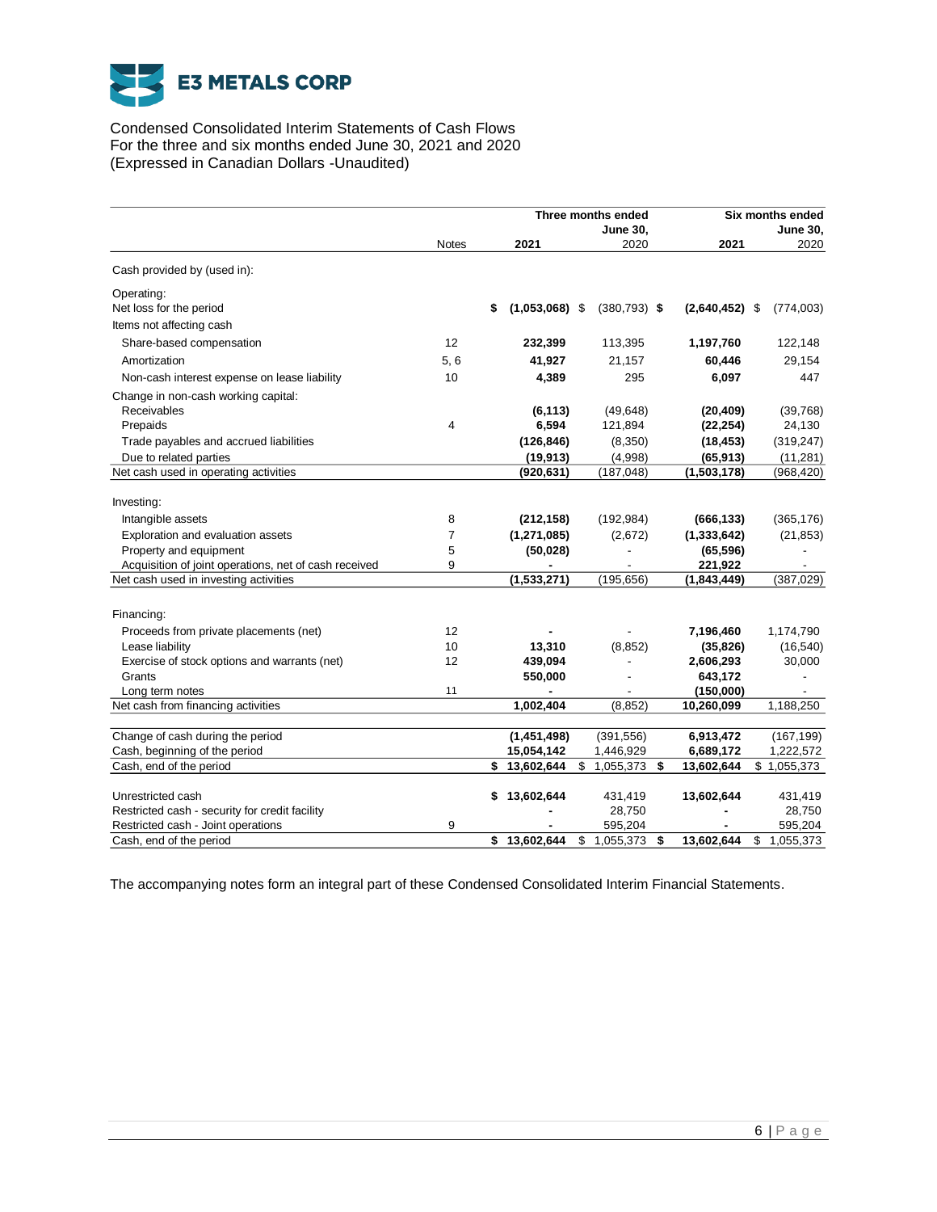# E3 METALS CORP

Condensed Consolidated Interim Statements of Cash Flows
For the three and six months ended June 30, 2021 and 2020
(Expressed in Canadian Dollars -Unaudited)

| | Notes | Three months ended June 30, 2021 | Three months ended June 30, 2020 | Six months ended June 30, 2021 | Six months ended June 30, 2020 |
|---|---|---|---|---|---|
| Cash provided by (used in): | | | | | |
| Operating: | | | | | |
| Net loss for the period | | **$ (1,053,068)** | $ (380,793) | **$ (2,640,452)** | $ (774,003) |
| Items not affecting cash | | | | | |
| Share-based compensation | 12 | **232,399** | 113,395 | **1,197,760** | 122,148 |
| Amortization | 5, 6 | **41,927** | 21,157 | **60,446** | 29,154 |
| Non-cash interest expense on lease liability | 10 | **4,389** | 295 | **6,097** | 447 |
| Change in non-cash working capital: | | | | | |
| Receivables | | **(6,113)** | (49,648) | **(20,409)** | (39,768) |
| Prepaids | 4 | **6,594** | 121,894 | **(22,254)** | 24,130 |
| Trade payables and accrued liabilities | | **(126,846)** | (8,350) | **(18,453)** | (319,247) |
| Due to related parties | | **(19,913)** | (4,998) | **(65,913)** | (11,281) |
| Net cash used in operating activities | | **(920,631)** | (187,048) | **(1,503,178)** | (968,420) |
| Investing: | | | | | |
| Intangible assets | 8 | **(212,158)** | (192,984) | **(666,133)** | (365,176) |
| Exploration and evaluation assets | 7 | **(1,271,085)** | (2,672) | **(1,333,642)** | (21,853) |
| Property and equipment | 5 | **(50,028)** | - | **(65,596)** | - |
| Acquisition of joint operations, net of cash received | 9 | **-** | - | **221,922** | - |
| Net cash used in investing activities | | **(1,533,271)** | (195,656) | **(1,843,449)** | (387,029) |
| Financing: | | | | | |
| Proceeds from private placements (net) | 12 | **-** | - | **7,196,460** | 1,174,790 |
| Lease liability | 10 | **13,310** | (8,852) | **(35,826)** | (16,540) |
| Exercise of stock options and warrants (net) | 12 | **439,094** | - | **2,606,293** | 30,000 |
| Grants | | **550,000** | - | **643,172** | - |
| Long term notes | 11 | **-** | - | **(150,000)** | - |
| Net cash from financing activities | | **1,002,404** | (8,852) | **10,260,099** | 1,188,250 |
| Change of cash during the period | | **(1,451,498)** | (391,556) | **6,913,472** | (167,199) |
| Cash, beginning of the period | | **15,054,142** | 1,446,929 | **6,689,172** | 1,222,572 |
| Cash, end of the period | | **$ 13,602,644** | $ 1,055,373 | **$ 13,602,644** | $ 1,055,373 |
| Unrestricted cash | | **$ 13,602,644** | 431,419 | **13,602,644** | 431,419 |
| Restricted cash - security for credit facility | | **-** | 28,750 | **-** | 28,750 |
| Restricted cash - Joint operations | 9 | **-** | 595,204 | **-** | 595,204 |
| Cash, end of the period | | **$ 13,602,644** | $ 1,055,373 | **$ 13,602,644** | $ 1,055,373 |

The accompanying notes form an integral part of these Condensed Consolidated Interim Financial Statements.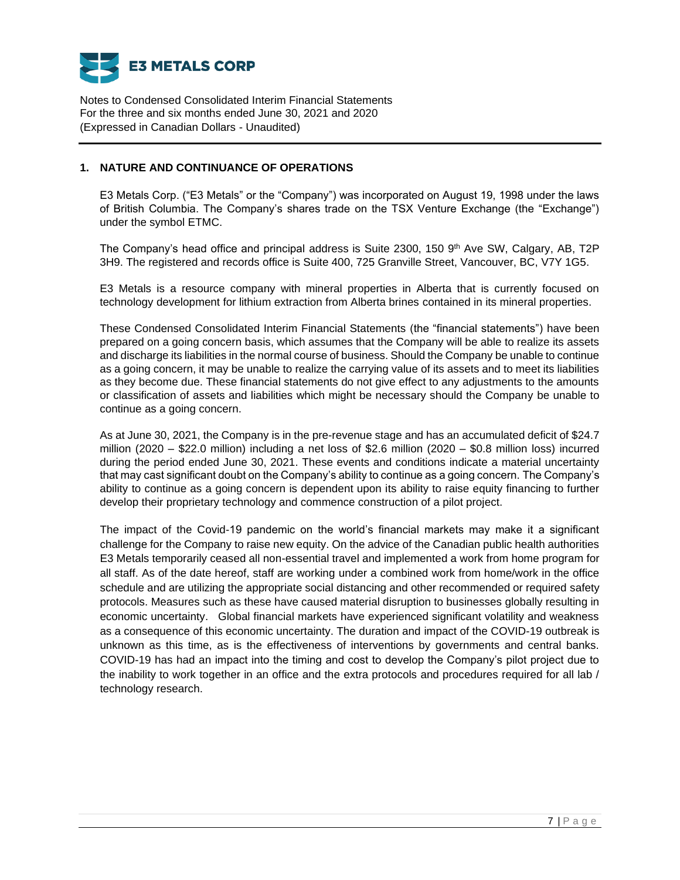## 1. NATURE AND CONTINUANCE OF OPERATIONS

E3 Metals Corp. ("E3 Metals" or the "Company") was incorporated on August 19, 1998 under the laws of British Columbia. The Company's shares trade on the TSX Venture Exchange (the "Exchange") under the symbol ETMC.

The Company's head office and principal address is Suite 2300, 150 9th Ave SW, Calgary, AB, T2P 3H9. The registered and records office is Suite 400, 725 Granville Street, Vancouver, BC, V7Y 1G5.

E3 Metals is a resource company with mineral properties in Alberta that is currently focused on technology development for lithium extraction from Alberta brines contained in its mineral properties.

These Condensed Consolidated Interim Financial Statements (the "financial statements") have been prepared on a going concern basis, which assumes that the Company will be able to realize its assets and discharge its liabilities in the normal course of business. Should the Company be unable to continue as a going concern, it may be unable to realize the carrying value of its assets and to meet its liabilities as they become due. These financial statements do not give effect to any adjustments to the amounts or classification of assets and liabilities which might be necessary should the Company be unable to continue as a going concern.

As at June 30, 2021, the Company is in the pre-revenue stage and has an accumulated deficit of $24.7 million (2020 – $22.0 million) including a net loss of $2.6 million (2020 – $0.8 million loss) incurred during the period ended June 30, 2021. These events and conditions indicate a material uncertainty that may cast significant doubt on the Company's ability to continue as a going concern. The Company's ability to continue as a going concern is dependent upon its ability to raise equity financing to further develop their proprietary technology and commence construction of a pilot project.

The impact of the Covid-19 pandemic on the world's financial markets may make it a significant challenge for the Company to raise new equity. On the advice of the Canadian public health authorities E3 Metals temporarily ceased all non-essential travel and implemented a work from home program for all staff. As of the date hereof, staff are working under a combined work from home/work in the office schedule and are utilizing the appropriate social distancing and other recommended or required safety protocols. Measures such as these have caused material disruption to businesses globally resulting in economic uncertainty. Global financial markets have experienced significant volatility and weakness as a consequence of this economic uncertainty. The duration and impact of the COVID-19 outbreak is unknown as this time, as is the effectiveness of interventions by governments and central banks. COVID-19 has had an impact into the timing and cost to develop the Company's pilot project due to the inability to work together in an office and the extra protocols and procedures required for all lab / technology research.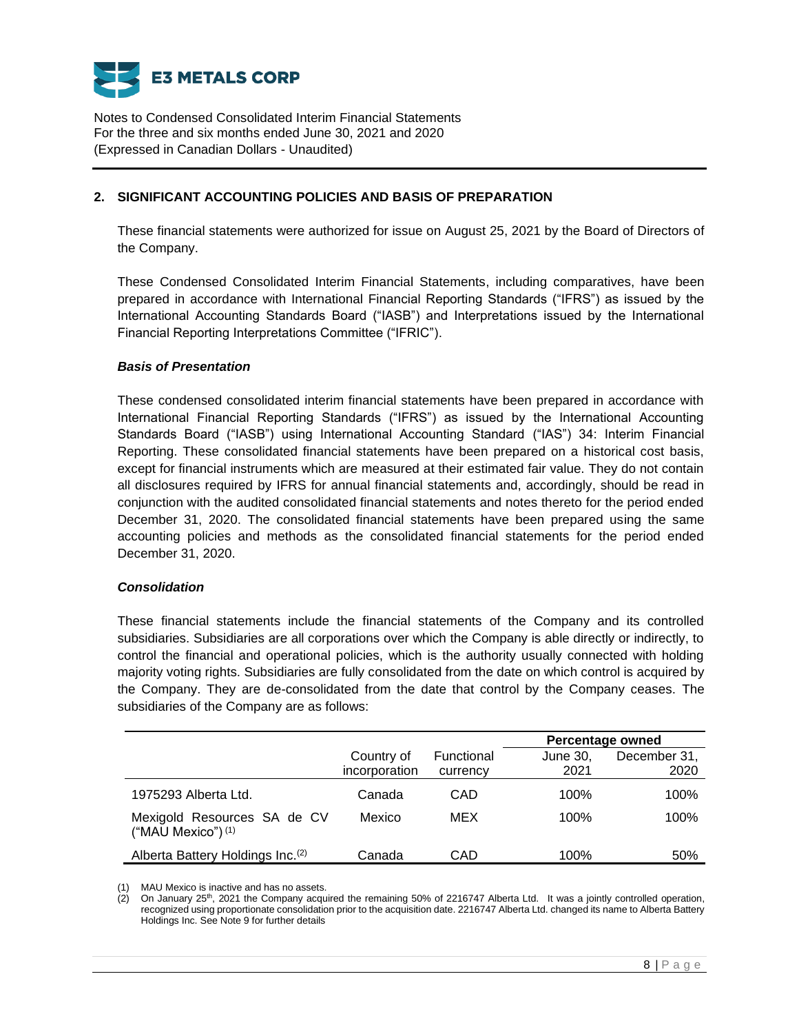## 2. SIGNIFICANT ACCOUNTING POLICIES AND BASIS OF PREPARATION

These financial statements were authorized for issue on August 25, 2021 by the Board of Directors of the Company.

These Condensed Consolidated Interim Financial Statements, including comparatives, have been prepared in accordance with International Financial Reporting Standards ("IFRS") as issued by the International Accounting Standards Board ("IASB") and Interpretations issued by the International Financial Reporting Interpretations Committee ("IFRIC").

### *Basis of Presentation*

These condensed consolidated interim financial statements have been prepared in accordance with International Financial Reporting Standards ("IFRS") as issued by the International Accounting Standards Board ("IASB") using International Accounting Standard ("IAS") 34: Interim Financial Reporting. These consolidated financial statements have been prepared on a historical cost basis, except for financial instruments which are measured at their estimated fair value. They do not contain all disclosures required by IFRS for annual financial statements and, accordingly, should be read in conjunction with the audited consolidated financial statements and notes thereto for the period ended December 31, 2020. The consolidated financial statements have been prepared using the same accounting policies and methods as the consolidated financial statements for the period ended December 31, 2020.

### *Consolidation*

These financial statements include the financial statements of the Company and its controlled subsidiaries. Subsidiaries are all corporations over which the Company is able directly or indirectly, to control the financial and operational policies, which is the authority usually connected with holding majority voting rights. Subsidiaries are fully consolidated from the date on which control is acquired by the Company. They are de-consolidated from the date that control by the Company ceases. The subsidiaries of the Company are as follows:

| | | | **Percentage owned** | |
|---|---|---|---|---|
| | Country of incorporation | Functional currency | June 30, 2021 | December 31, 2020 |
| 1975293 Alberta Ltd. | Canada | CAD | 100% | 100% |
| Mexigold Resources SA de CV ("MAU Mexico") (1) | Mexico | MEX | 100% | 100% |
| Alberta Battery Holdings Inc.(2) | Canada | CAD | 100% | 50% |

(1) MAU Mexico is inactive and has no assets.

(2) On January 25th, 2021 the Company acquired the remaining 50% of 2216747 Alberta Ltd. It was a jointly controlled operation, recognized using proportionate consolidation prior to the acquisition date. 2216747 Alberta Ltd. changed its name to Alberta Battery Holdings Inc. See Note 9 for further details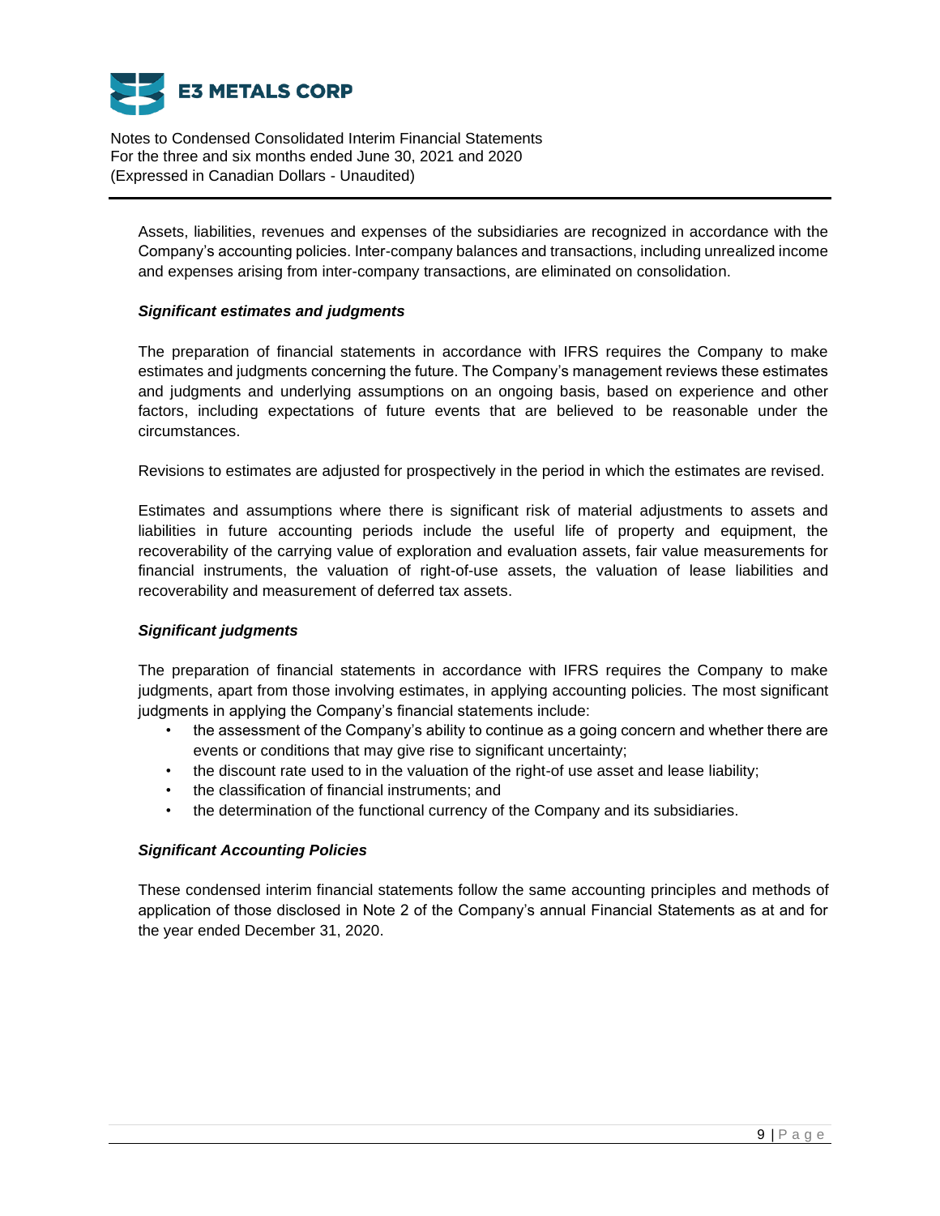Assets, liabilities, revenues and expenses of the subsidiaries are recognized in accordance with the Company's accounting policies. Inter-company balances and transactions, including unrealized income and expenses arising from inter-company transactions, are eliminated on consolidation.

***Significant estimates and judgments***

The preparation of financial statements in accordance with IFRS requires the Company to make estimates and judgments concerning the future. The Company's management reviews these estimates and judgments and underlying assumptions on an ongoing basis, based on experience and other factors, including expectations of future events that are believed to be reasonable under the circumstances.

Revisions to estimates are adjusted for prospectively in the period in which the estimates are revised.

Estimates and assumptions where there is significant risk of material adjustments to assets and liabilities in future accounting periods include the useful life of property and equipment, the recoverability of the carrying value of exploration and evaluation assets, fair value measurements for financial instruments, the valuation of right-of-use assets, the valuation of lease liabilities and recoverability and measurement of deferred tax assets.

***Significant judgments***

The preparation of financial statements in accordance with IFRS requires the Company to make judgments, apart from those involving estimates, in applying accounting policies. The most significant judgments in applying the Company's financial statements include:

- the assessment of the Company's ability to continue as a going concern and whether there are events or conditions that may give rise to significant uncertainty;
- the discount rate used to in the valuation of the right-of use asset and lease liability;
- the classification of financial instruments; and
- the determination of the functional currency of the Company and its subsidiaries.

***Significant Accounting Policies***

These condensed interim financial statements follow the same accounting principles and methods of application of those disclosed in Note 2 of the Company's annual Financial Statements as at and for the year ended December 31, 2020.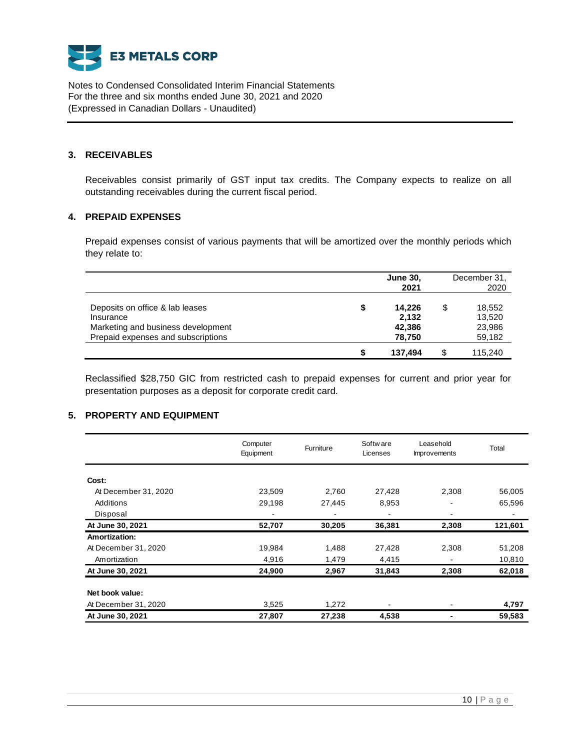## 3. RECEIVABLES

Receivables consist primarily of GST input tax credits. The Company expects to realize on all outstanding receivables during the current fiscal period.

## 4. PREPAID EXPENSES

Prepaid expenses consist of various payments that will be amortized over the monthly periods which they relate to:

| | **June 30, 2021** | December 31, 2020 |
|---|---|---|
| Deposits on office & lab leases | **$ 14,226** | $ 18,552 |
| Insurance | **2,132** | 13,520 |
| Marketing and business development | **42,386** | 23,986 |
| Prepaid expenses and subscriptions | **78,750** | 59,182 |
| | **$ 137,494** | $ 115,240 |

Reclassified $28,750 GIC from restricted cash to prepaid expenses for current and prior year for presentation purposes as a deposit for corporate credit card.

## 5. PROPERTY AND EQUIPMENT

| | Computer Equipment | Furniture | Software Licenses | Leasehold Improvements | Total |
|---|---|---|---|---|---|
| **Cost:** | | | | | |
| At December 31, 2020 | 23,509 | 2,760 | 27,428 | 2,308 | 56,005 |
| Additions | 29,198 | 27,445 | 8,953 | - | 65,596 |
| Disposal | - | - | - | - | - |
| **At June 30, 2021** | **52,707** | **30,205** | **36,381** | **2,308** | **121,601** |
| **Amortization:** | | | | | |
| At December 31, 2020 | 19,984 | 1,488 | 27,428 | 2,308 | 51,208 |
| Amortization | 4,916 | 1,479 | 4,415 | - | 10,810 |
| **At June 30, 2021** | **24,900** | **2,967** | **31,843** | **2,308** | **62,018** |
| **Net book value:** | | | | | |
| At December 31, 2020 | 3,525 | 1,272 | - | - | **4,797** |
| **At June 30, 2021** | **27,807** | **27,238** | **4,538** | **-** | **59,583** |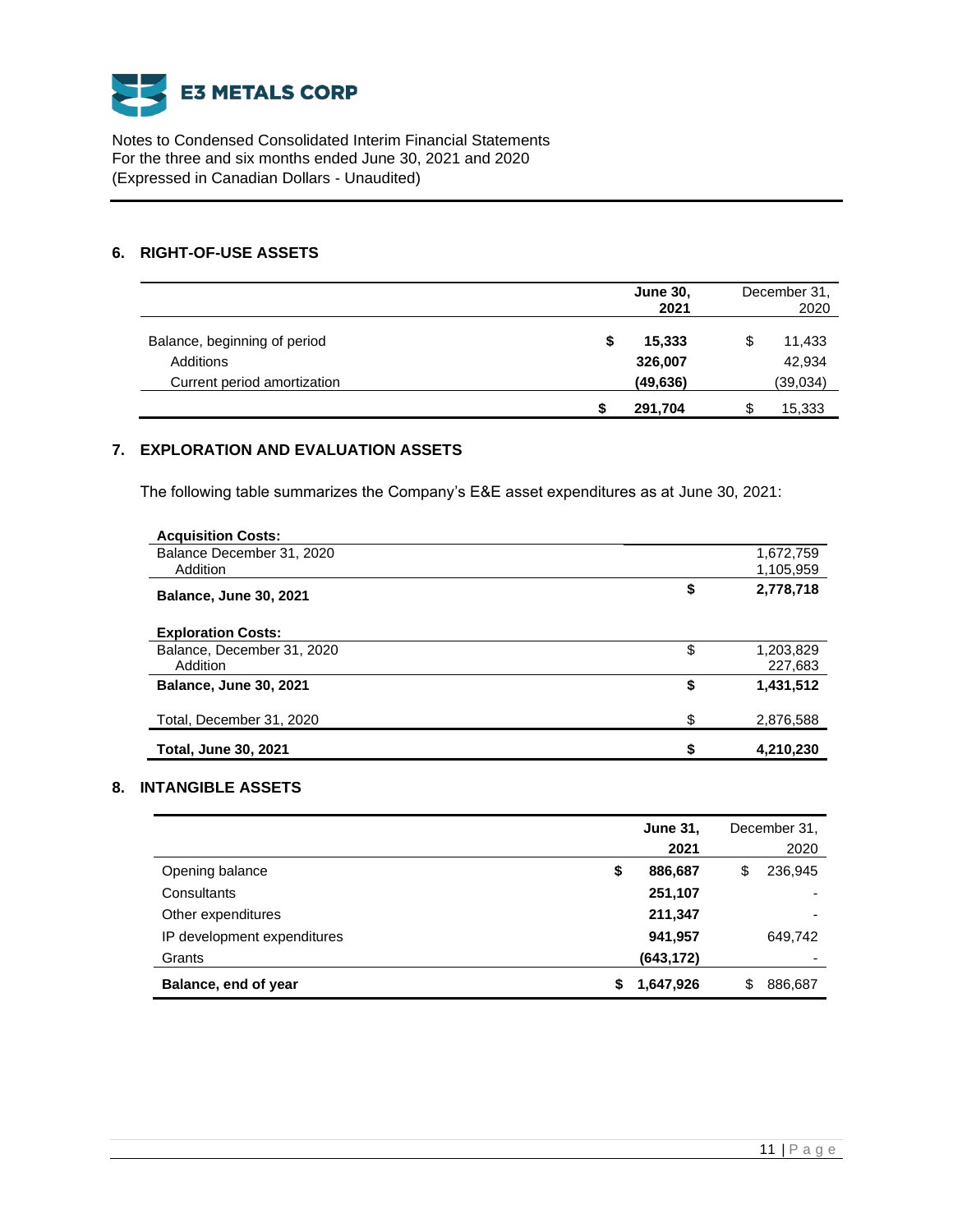## 6. RIGHT-OF-USE ASSETS

| | June 30, 2021 | December 31, 2020 |
|---|---|---|
| Balance, beginning of period | $ 15,333 | $ 11,433 |
| Additions | 326,007 | 42,934 |
| Current period amortization | (49,636) | (39,034) |
| | $ 291,704 | $ 15,333 |

## 7. EXPLORATION AND EVALUATION ASSETS

The following table summarizes the Company's E&E asset expenditures as at June 30, 2021:

| | |
|---|---|
| **Acquisition Costs:** | |
| Balance December 31, 2020 | 1,672,759 |
| Addition | 1,105,959 |
| **Balance, June 30, 2021** | **$ 2,778,718** |
| **Exploration Costs:** | |
| Balance, December 31, 2020 | $ 1,203,829 |
| Addition | 227,683 |
| **Balance, June 30, 2021** | **$ 1,431,512** |
| Total, December 31, 2020 | $ 2,876,588 |
| **Total, June 30, 2021** | **$ 4,210,230** |

## 8. INTANGIBLE ASSETS

| | June 31, 2021 | December 31, 2020 |
|---|---|---|
| Opening balance | $ 886,687 | $ 236,945 |
| Consultants | 251,107 | - |
| Other expenditures | 211,347 | - |
| IP development expenditures | 941,957 | 649,742 |
| Grants | (643,172) | - |
| **Balance, end of year** | **$ 1,647,926** | $ 886,687 |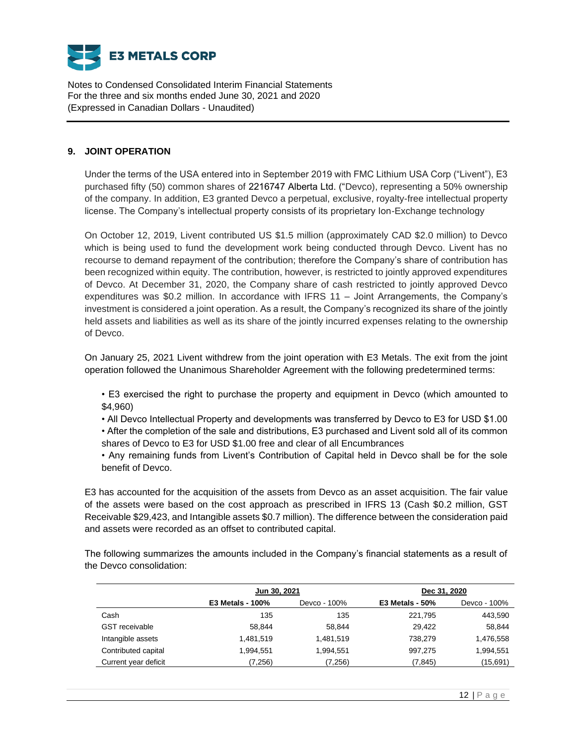## 9. JOINT OPERATION

Under the terms of the USA entered into in September 2019 with FMC Lithium USA Corp ("Livent"), E3 purchased fifty (50) common shares of 2216747 Alberta Ltd. ("Devco), representing a 50% ownership of the company. In addition, E3 granted Devco a perpetual, exclusive, royalty-free intellectual property license. The Company's intellectual property consists of its proprietary Ion-Exchange technology

On October 12, 2019, Livent contributed US $1.5 million (approximately CAD $2.0 million) to Devco which is being used to fund the development work being conducted through Devco. Livent has no recourse to demand repayment of the contribution; therefore the Company's share of contribution has been recognized within equity. The contribution, however, is restricted to jointly approved expenditures of Devco. At December 31, 2020, the Company share of cash restricted to jointly approved Devco expenditures was $0.2 million. In accordance with IFRS 11 – Joint Arrangements, the Company's investment is considered a joint operation. As a result, the Company's recognized its share of the jointly held assets and liabilities as well as its share of the jointly incurred expenses relating to the ownership of Devco.

On January 25, 2021 Livent withdrew from the joint operation with E3 Metals. The exit from the joint operation followed the Unanimous Shareholder Agreement with the following predetermined terms:

- E3 exercised the right to purchase the property and equipment in Devco (which amounted to $4,960)
- All Devco Intellectual Property and developments was transferred by Devco to E3 for USD $1.00
- After the completion of the sale and distributions, E3 purchased and Livent sold all of its common shares of Devco to E3 for USD $1.00 free and clear of all Encumbrances
- Any remaining funds from Livent's Contribution of Capital held in Devco shall be for the sole benefit of Devco.

E3 has accounted for the acquisition of the assets from Devco as an asset acquisition. The fair value of the assets were based on the cost approach as prescribed in IFRS 13 (Cash $0.2 million, GST Receivable $29,423, and Intangible assets $0.7 million). The difference between the consideration paid and assets were recorded as an offset to contributed capital.

The following summarizes the amounts included in the Company's financial statements as a result of the Devco consolidation:

| | Jun 30, 2021 | | Dec 31, 2020 | |
|---|---|---|---|---|
| | **E3 Metals - 100%** | Devco - 100% | **E3 Metals - 50%** | Devco - 100% |
| Cash | 135 | 135 | 221,795 | 443,590 |
| GST receivable | 58,844 | 58,844 | 29,422 | 58,844 |
| Intangible assets | 1,481,519 | 1,481,519 | 738,279 | 1,476,558 |
| Contributed capital | 1,994,551 | 1,994,551 | 997,275 | 1,994,551 |
| Current year deficit | (7,256) | (7,256) | (7,845) | (15,691) |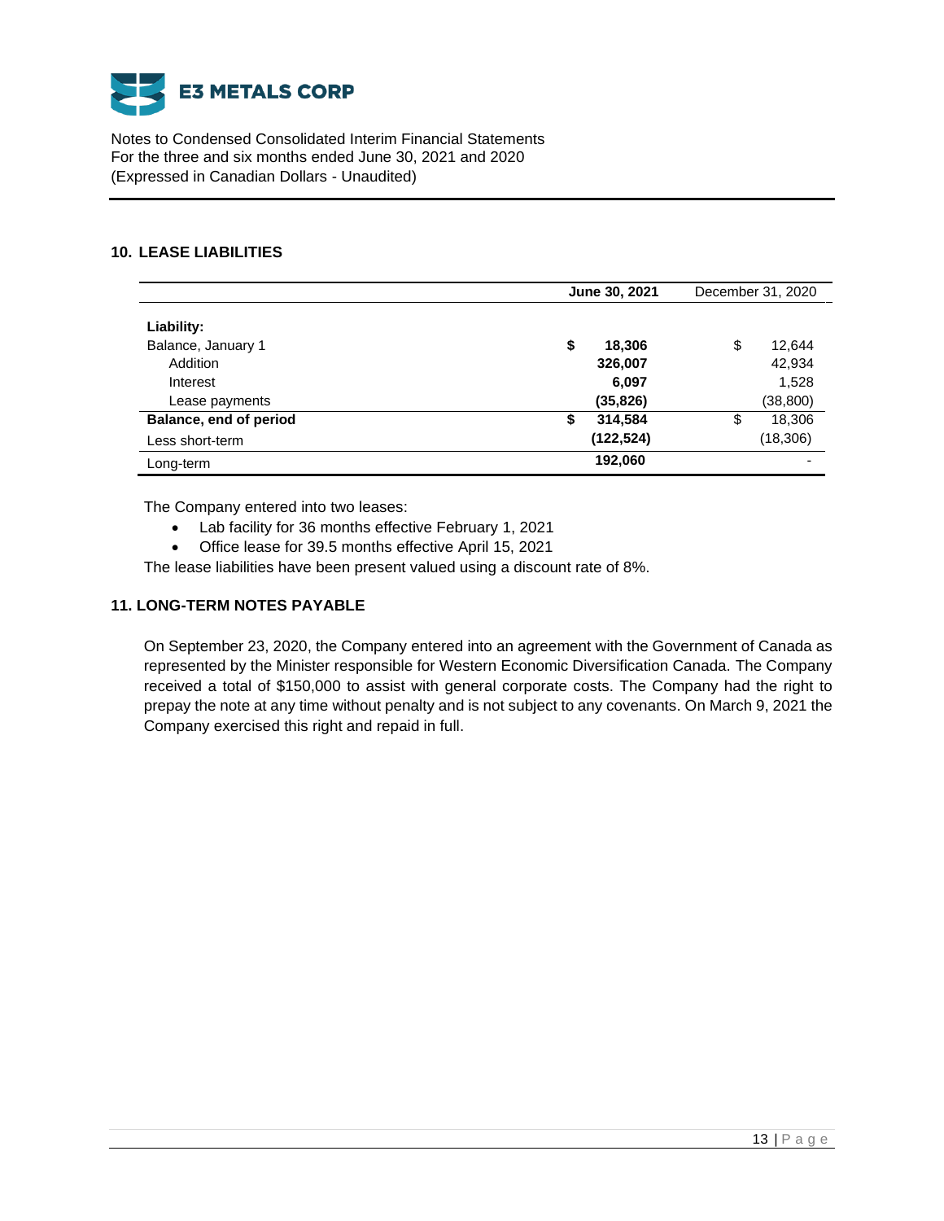## 10. LEASE LIABILITIES

| | June 30, 2021 | December 31, 2020 |
|---|---|---|
| **Liability:** | | |
| Balance, January 1 | **$ 18,306** | $ 12,644 |
| Addition | **326,007** | 42,934 |
| Interest | **6,097** | 1,528 |
| Lease payments | **(35,826)** | (38,800) |
| **Balance, end of period** | **$ 314,584** | $ 18,306 |
| Less short-term | **(122,524)** | (18,306) |
| Long-term | **192,060** | - |

The Company entered into two leases:

- Lab facility for 36 months effective February 1, 2021
- Office lease for 39.5 months effective April 15, 2021

The lease liabilities have been present valued using a discount rate of 8%.

## 11. LONG-TERM NOTES PAYABLE

On September 23, 2020, the Company entered into an agreement with the Government of Canada as represented by the Minister responsible for Western Economic Diversification Canada. The Company received a total of $150,000 to assist with general corporate costs. The Company had the right to prepay the note at any time without penalty and is not subject to any covenants. On March 9, 2021 the Company exercised this right and repaid in full.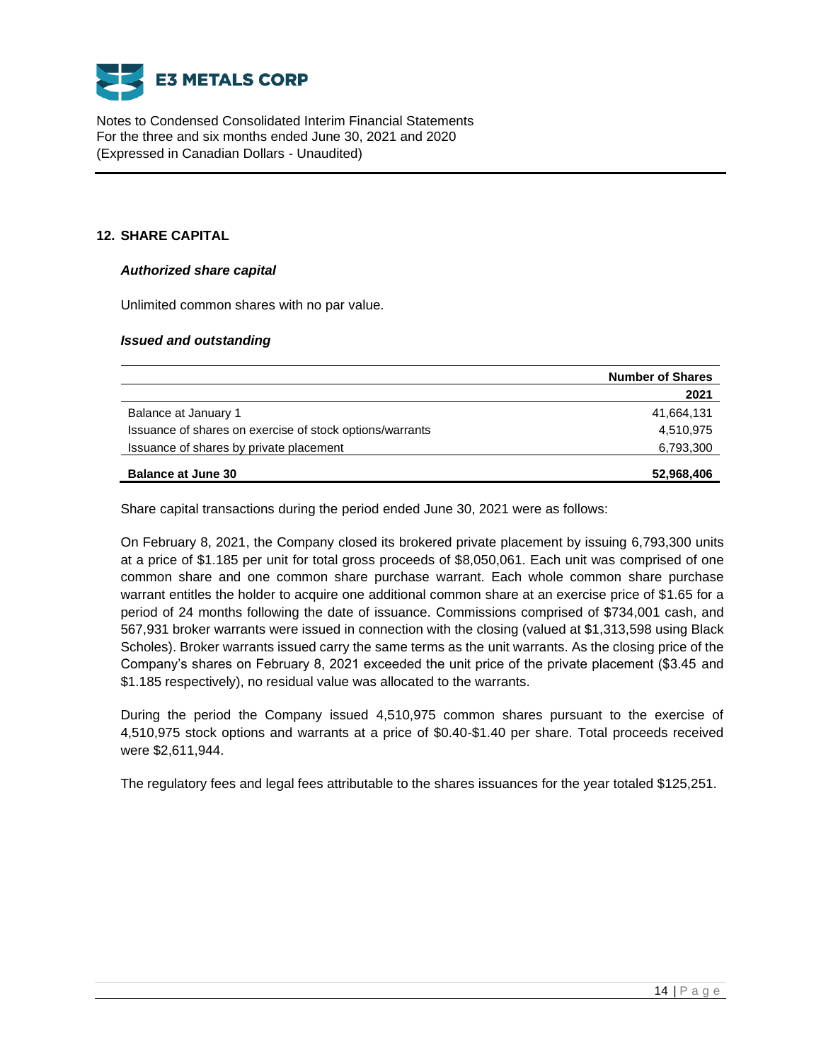## 12. SHARE CAPITAL

***Authorized share capital***

Unlimited common shares with no par value.

***Issued and outstanding***

| | Number of Shares |
|---|---|
| | **2021** |
| Balance at January 1 | 41,664,131 |
| Issuance of shares on exercise of stock options/warrants | 4,510,975 |
| Issuance of shares by private placement | 6,793,300 |
| **Balance at June 30** | **52,968,406** |

Share capital transactions during the period ended June 30, 2021 were as follows:

On February 8, 2021, the Company closed its brokered private placement by issuing 6,793,300 units at a price of $1.185 per unit for total gross proceeds of $8,050,061. Each unit was comprised of one common share and one common share purchase warrant. Each whole common share purchase warrant entitles the holder to acquire one additional common share at an exercise price of $1.65 for a period of 24 months following the date of issuance. Commissions comprised of $734,001 cash, and 567,931 broker warrants were issued in connection with the closing (valued at $1,313,598 using Black Scholes). Broker warrants issued carry the same terms as the unit warrants. As the closing price of the Company's shares on February 8, 2021 exceeded the unit price of the private placement ($3.45 and $1.185 respectively), no residual value was allocated to the warrants.

During the period the Company issued 4,510,975 common shares pursuant to the exercise of 4,510,975 stock options and warrants at a price of $0.40-$1.40 per share. Total proceeds received were $2,611,944.

The regulatory fees and legal fees attributable to the shares issuances for the year totaled $125,251.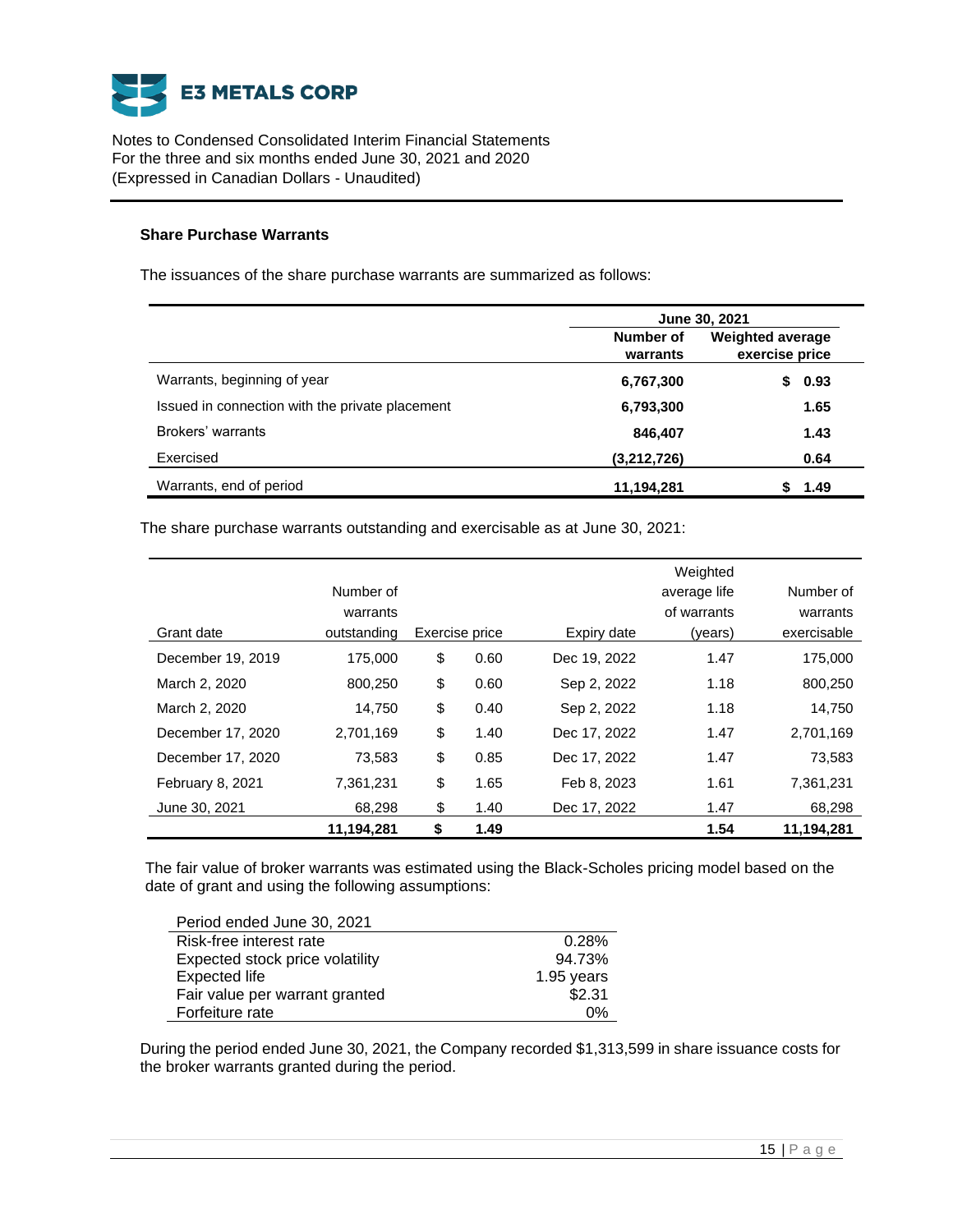### Share Purchase Warrants

The issuances of the share purchase warrants are summarized as follows:

| | June 30, 2021 | |
|---|---|---|
| | **Number of warrants** | **Weighted average exercise price** |
| Warrants, beginning of year | **6,767,300** | **$ 0.93** |
| Issued in connection with the private placement | **6,793,300** | **1.65** |
| Brokers' warrants | **846,407** | **1.43** |
| Exercised | **(3,212,726)** | **0.64** |
| Warrants, end of period | **11,194,281** | **$ 1.49** |

The share purchase warrants outstanding and exercisable as at June 30, 2021:

| Grant date | Number of warrants outstanding | Exercise price | Expiry date | Weighted average life of warrants (years) | Number of warrants exercisable |
|---|---|---|---|---|---|
| December 19, 2019 | 175,000 | $ 0.60 | Dec 19, 2022 | 1.47 | 175,000 |
| March 2, 2020 | 800,250 | $ 0.60 | Sep 2, 2022 | 1.18 | 800,250 |
| March 2, 2020 | 14,750 | $ 0.40 | Sep 2, 2022 | 1.18 | 14,750 |
| December 17, 2020 | 2,701,169 | $ 1.40 | Dec 17, 2022 | 1.47 | 2,701,169 |
| December 17, 2020 | 73,583 | $ 0.85 | Dec 17, 2022 | 1.47 | 73,583 |
| February 8, 2021 | 7,361,231 | $ 1.65 | Feb 8, 2023 | 1.61 | 7,361,231 |
| June 30, 2021 | 68,298 | $ 1.40 | Dec 17, 2022 | 1.47 | 68,298 |
| | **11,194,281** | **$ 1.49** | | **1.54** | **11,194,281** |

The fair value of broker warrants was estimated using the Black-Scholes pricing model based on the date of grant and using the following assumptions:

| Period ended June 30, 2021 | |
|---|---|
| Risk-free interest rate | 0.28% |
| Expected stock price volatility | 94.73% |
| Expected life | 1.95 years |
| Fair value per warrant granted | $2.31 |
| Forfeiture rate | 0% |

During the period ended June 30, 2021, the Company recorded $1,313,599 in share issuance costs for the broker warrants granted during the period.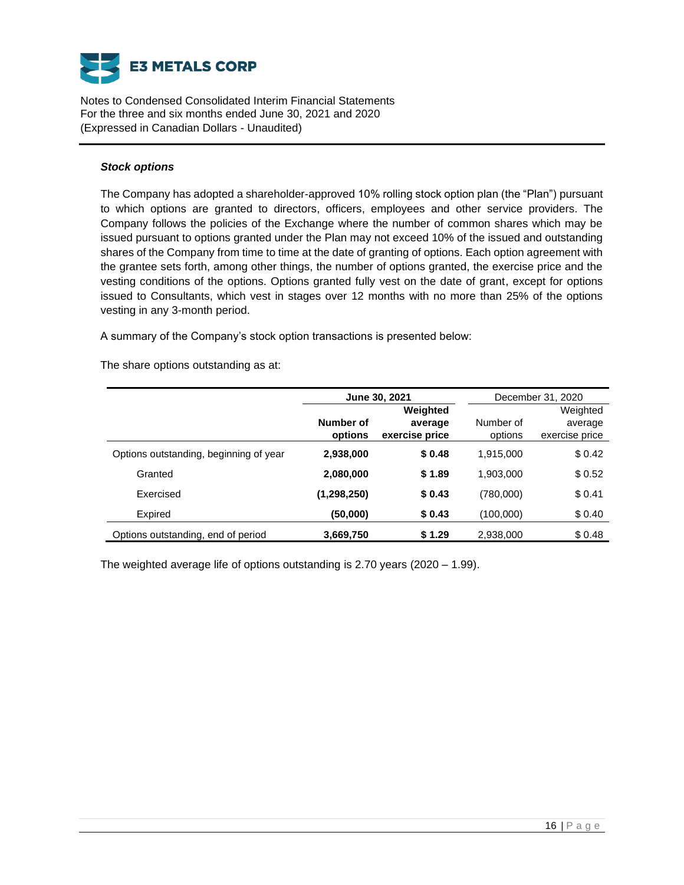***Stock options***

The Company has adopted a shareholder-approved 10% rolling stock option plan (the "Plan") pursuant to which options are granted to directors, officers, employees and other service providers. The Company follows the policies of the Exchange where the number of common shares which may be issued pursuant to options granted under the Plan may not exceed 10% of the issued and outstanding shares of the Company from time to time at the date of granting of options. Each option agreement with the grantee sets forth, among other things, the number of options granted, the exercise price and the vesting conditions of the options. Options granted fully vest on the date of grant, except for options issued to Consultants, which vest in stages over 12 months with no more than 25% of the options vesting in any 3-month period.

A summary of the Company's stock option transactions is presented below:

The share options outstanding as at:

| | **June 30, 2021** | | December 31, 2020 | |
|---|---|---|---|---|
| | **Number of options** | **Weighted average exercise price** | Number of options | Weighted average exercise price |
| Options outstanding, beginning of year | **2,938,000** | **$ 0.48** | 1,915,000 | $ 0.42 |
| Granted | **2,080,000** | **$ 1.89** | 1,903,000 | $ 0.52 |
| Exercised | **(1,298,250)** | **$ 0.43** | (780,000) | $ 0.41 |
| Expired | **(50,000)** | **$ 0.43** | (100,000) | $ 0.40 |
| Options outstanding, end of period | **3,669,750** | **$ 1.29** | 2,938,000 | $ 0.48 |

The weighted average life of options outstanding is 2.70 years (2020 – 1.99).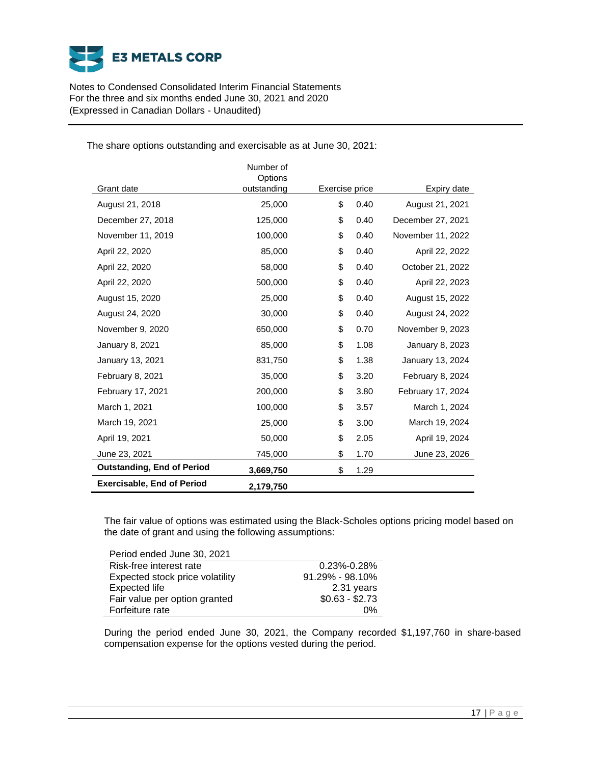The share options outstanding and exercisable as at June 30, 2021:

| Grant date | Number of Options outstanding | Exercise price | Expiry date |
|---|---|---|---|
| August 21, 2018 | 25,000 | $ 0.40 | August 21, 2021 |
| December 27, 2018 | 125,000 | $ 0.40 | December 27, 2021 |
| November 11, 2019 | 100,000 | $ 0.40 | November 11, 2022 |
| April 22, 2020 | 85,000 | $ 0.40 | April 22, 2022 |
| April 22, 2020 | 58,000 | $ 0.40 | October 21, 2022 |
| April 22, 2020 | 500,000 | $ 0.40 | April 22, 2023 |
| August 15, 2020 | 25,000 | $ 0.40 | August 15, 2022 |
| August 24, 2020 | 30,000 | $ 0.40 | August 24, 2022 |
| November 9, 2020 | 650,000 | $ 0.70 | November 9, 2023 |
| January 8, 2021 | 85,000 | $ 1.08 | January 8, 2023 |
| January 13, 2021 | 831,750 | $ 1.38 | January 13, 2024 |
| February 8, 2021 | 35,000 | $ 3.20 | February 8, 2024 |
| February 17, 2021 | 200,000 | $ 3.80 | February 17, 2024 |
| March 1, 2021 | 100,000 | $ 3.57 | March 1, 2024 |
| March 19, 2021 | 25,000 | $ 3.00 | March 19, 2024 |
| April 19, 2021 | 50,000 | $ 2.05 | April 19, 2024 |
| June 23, 2021 | 745,000 | $ 1.70 | June 23, 2026 |
| **Outstanding, End of Period** | **3,669,750** | $ 1.29 | |
| **Exercisable, End of Period** | **2,179,750** | | |

The fair value of options was estimated using the Black-Scholes options pricing model based on the date of grant and using the following assumptions:

| Period ended June 30, 2021 | |
|---|---|
| Risk-free interest rate | 0.23%-0.28% |
| Expected stock price volatility | 91.29% - 98.10% |
| Expected life | 2.31 years |
| Fair value per option granted | $0.63 - $2.73 |
| Forfeiture rate | 0% |

During the period ended June 30, 2021, the Company recorded $1,197,760 in share-based compensation expense for the options vested during the period.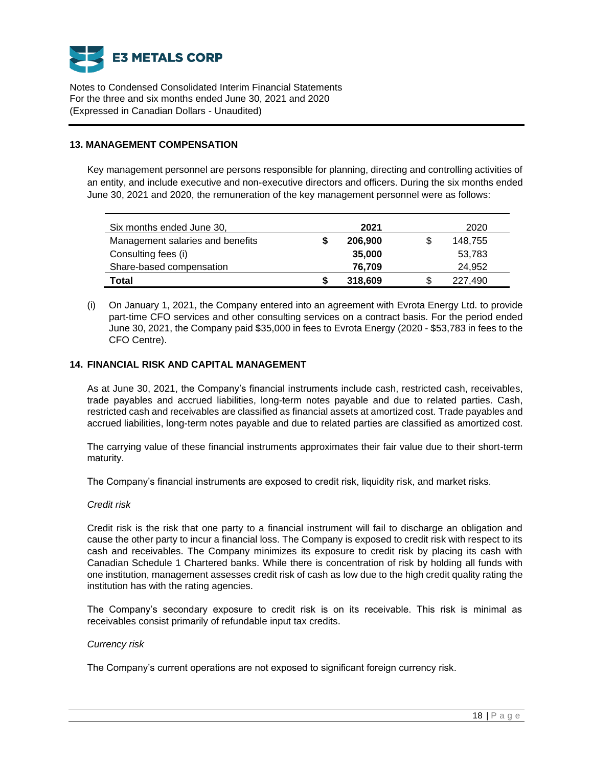## 13. MANAGEMENT COMPENSATION

Key management personnel are persons responsible for planning, directing and controlling activities of an entity, and include executive and non-executive directors and officers. During the six months ended June 30, 2021 and 2020, the remuneration of the key management personnel were as follows:

| Six months ended June 30, | | **2021** | | 2020 |
|---|---|---|---|---|
| Management salaries and benefits | **$** | **206,900** | $ | 148,755 |
| Consulting fees (i) | | **35,000** | | 53,783 |
| Share-based compensation | | **76,709** | | 24,952 |
| **Total** | **$** | **318,609** | $ | 227,490 |

(i) On January 1, 2021, the Company entered into an agreement with Evrota Energy Ltd. to provide part-time CFO services and other consulting services on a contract basis. For the period ended June 30, 2021, the Company paid $35,000 in fees to Evrota Energy (2020 - $53,783 in fees to the CFO Centre).

## 14. FINANCIAL RISK AND CAPITAL MANAGEMENT

As at June 30, 2021, the Company's financial instruments include cash, restricted cash, receivables, trade payables and accrued liabilities, long-term notes payable and due to related parties. Cash, restricted cash and receivables are classified as financial assets at amortized cost. Trade payables and accrued liabilities, long-term notes payable and due to related parties are classified as amortized cost.

The carrying value of these financial instruments approximates their fair value due to their short-term maturity.

The Company's financial instruments are exposed to credit risk, liquidity risk, and market risks.

*Credit risk*

Credit risk is the risk that one party to a financial instrument will fail to discharge an obligation and cause the other party to incur a financial loss. The Company is exposed to credit risk with respect to its cash and receivables. The Company minimizes its exposure to credit risk by placing its cash with Canadian Schedule 1 Chartered banks. While there is concentration of risk by holding all funds with one institution, management assesses credit risk of cash as low due to the high credit quality rating the institution has with the rating agencies.

The Company's secondary exposure to credit risk is on its receivable. This risk is minimal as receivables consist primarily of refundable input tax credits.

*Currency risk*

The Company's current operations are not exposed to significant foreign currency risk.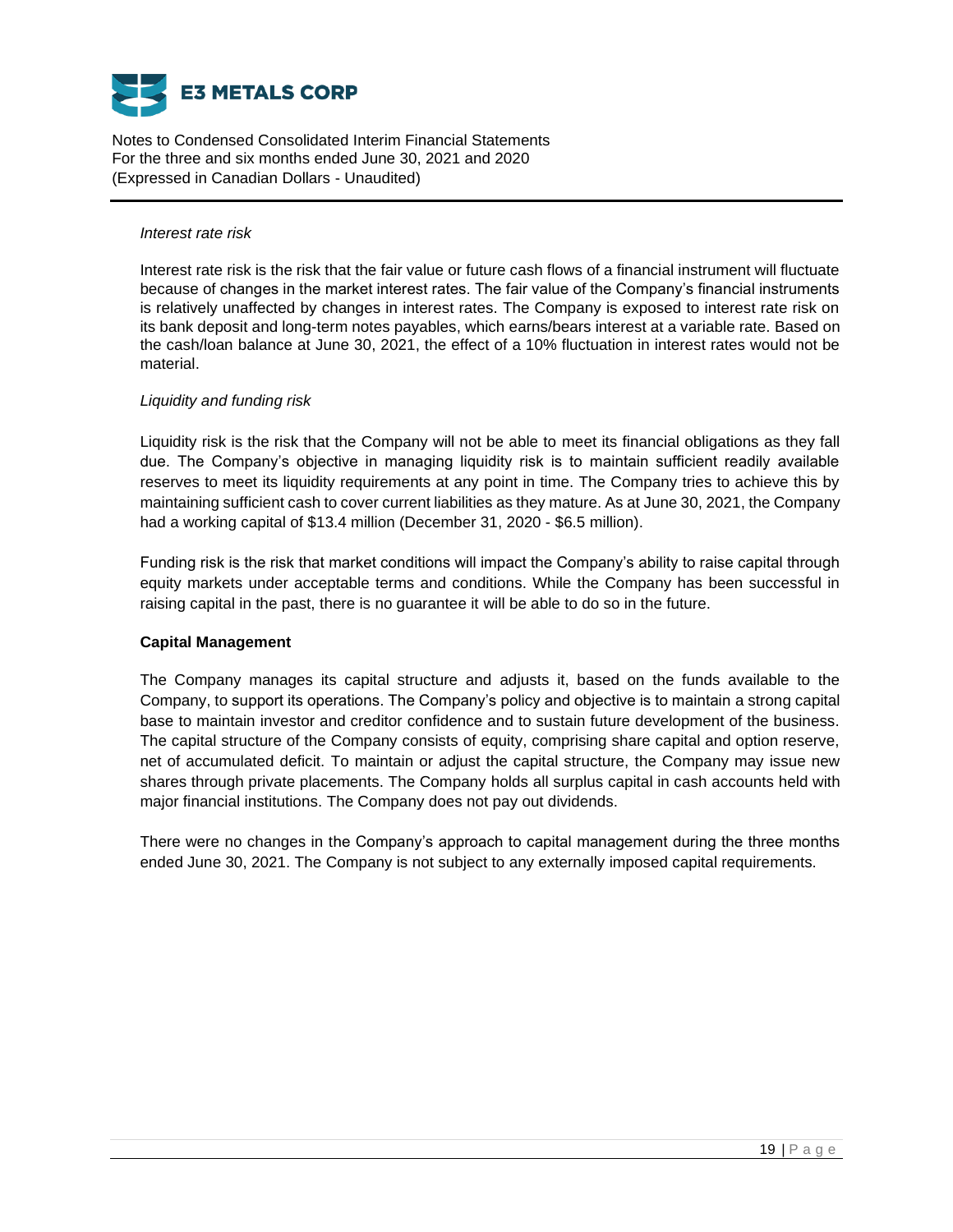*Interest rate risk*

Interest rate risk is the risk that the fair value or future cash flows of a financial instrument will fluctuate because of changes in the market interest rates. The fair value of the Company's financial instruments is relatively unaffected by changes in interest rates. The Company is exposed to interest rate risk on its bank deposit and long-term notes payables, which earns/bears interest at a variable rate. Based on the cash/loan balance at June 30, 2021, the effect of a 10% fluctuation in interest rates would not be material.

*Liquidity and funding risk*

Liquidity risk is the risk that the Company will not be able to meet its financial obligations as they fall due. The Company's objective in managing liquidity risk is to maintain sufficient readily available reserves to meet its liquidity requirements at any point in time. The Company tries to achieve this by maintaining sufficient cash to cover current liabilities as they mature. As at June 30, 2021, the Company had a working capital of $13.4 million (December 31, 2020 - $6.5 million).

Funding risk is the risk that market conditions will impact the Company's ability to raise capital through equity markets under acceptable terms and conditions. While the Company has been successful in raising capital in the past, there is no guarantee it will be able to do so in the future.

**Capital Management**

The Company manages its capital structure and adjusts it, based on the funds available to the Company, to support its operations. The Company's policy and objective is to maintain a strong capital base to maintain investor and creditor confidence and to sustain future development of the business. The capital structure of the Company consists of equity, comprising share capital and option reserve, net of accumulated deficit. To maintain or adjust the capital structure, the Company may issue new shares through private placements. The Company holds all surplus capital in cash accounts held with major financial institutions. The Company does not pay out dividends.

There were no changes in the Company's approach to capital management during the three months ended June 30, 2021. The Company is not subject to any externally imposed capital requirements.